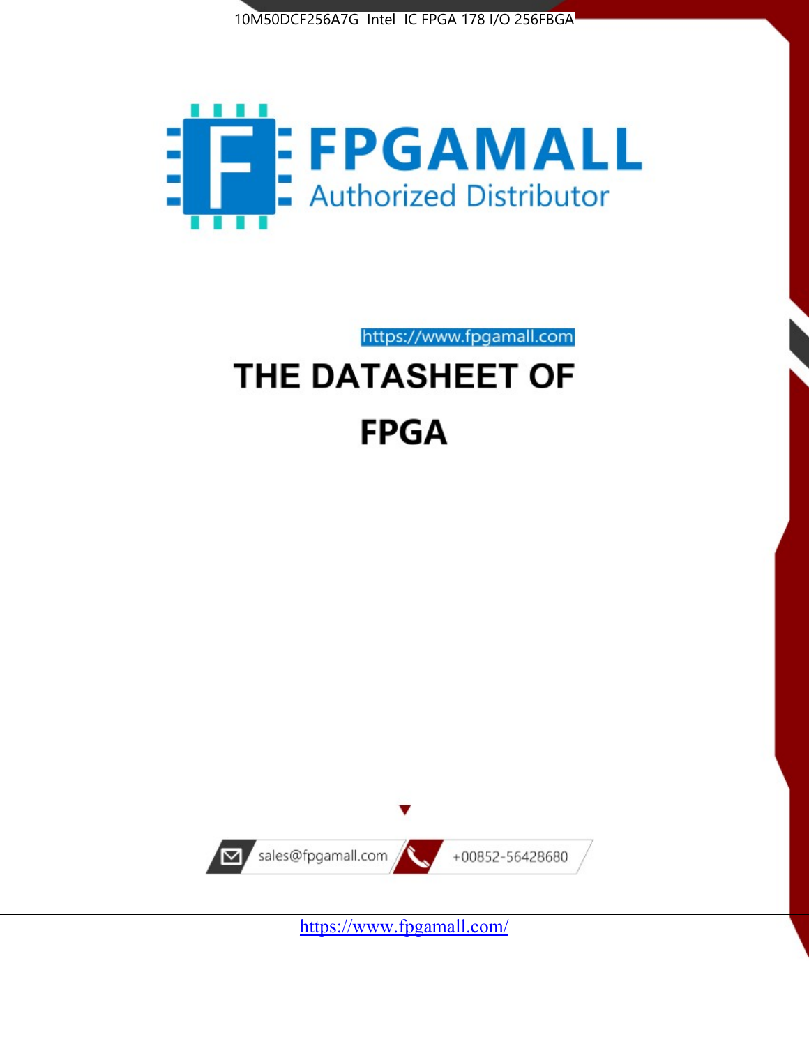10M50DCF256A7G Intel IC FPGA 178 I/O 256FBGA

FPGAMALL

Authorized Distributor

https://www.fpgamall.com

# THE DATASHEET OF

# FPGA

sales@fpgamall.com

+00852-56428680

https://www.fpgamall.com/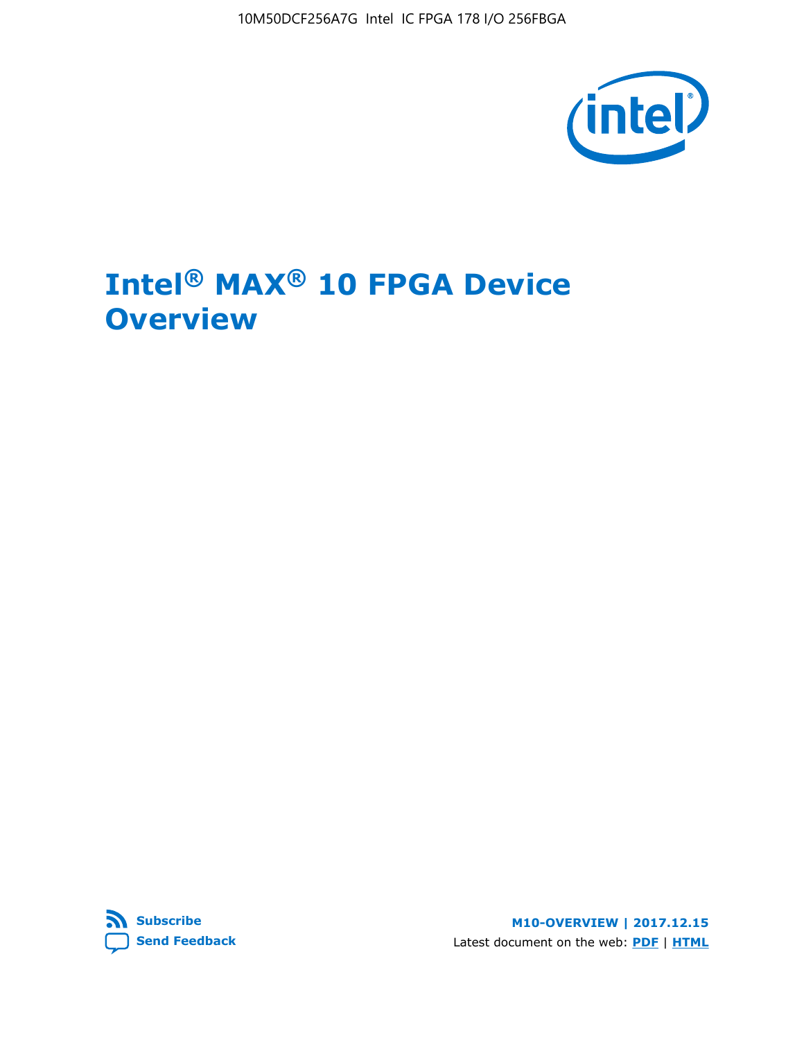# Intel® MAX® 10 FPGA Device Overview

M10-OVERVIEW | 2017.12.15

Latest document on the web: PDF | HTML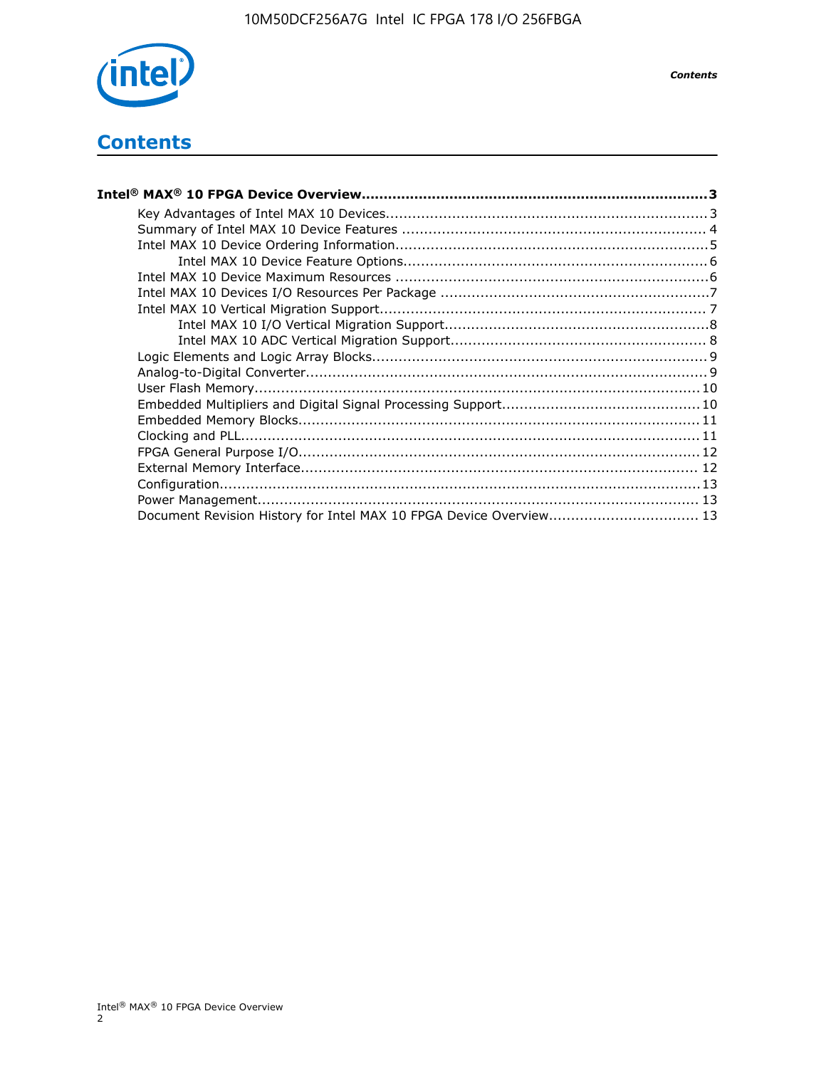# Contents

**Intel® MAX® 10 FPGA Device Overview....................................................................................3**

- Key Advantages of Intel MAX 10 Devices........................................................................3
- Summary of Intel MAX 10 Device Features ....................................................................4
- Intel MAX 10 Device Ordering Information......................................................................5
    - Intel MAX 10 Device Feature Options....................................................................6
- Intel MAX 10 Device Maximum Resources ......................................................................6
- Intel MAX 10 Devices I/O Resources Per Package ............................................................7
- Intel MAX 10 Vertical Migration Support.........................................................................7
    - Intel MAX 10 I/O Vertical Migration Support...........................................................8
    - Intel MAX 10 ADC Vertical Migration Support.........................................................8
- Logic Elements and Logic Array Blocks...........................................................................9
- Analog-to-Digital Converter..........................................................................................9
- User Flash Memory....................................................................................................10
- Embedded Multipliers and Digital Signal Processing Support............................................10
- Embedded Memory Blocks..........................................................................................11
- Clocking and PLL.......................................................................................................11
- FPGA General Purpose I/O..........................................................................................12
- External Memory Interface.........................................................................................12
- Configuration............................................................................................................13
- Power Management...................................................................................................13
- Document Revision History for Intel MAX 10 FPGA Device Overview.................................13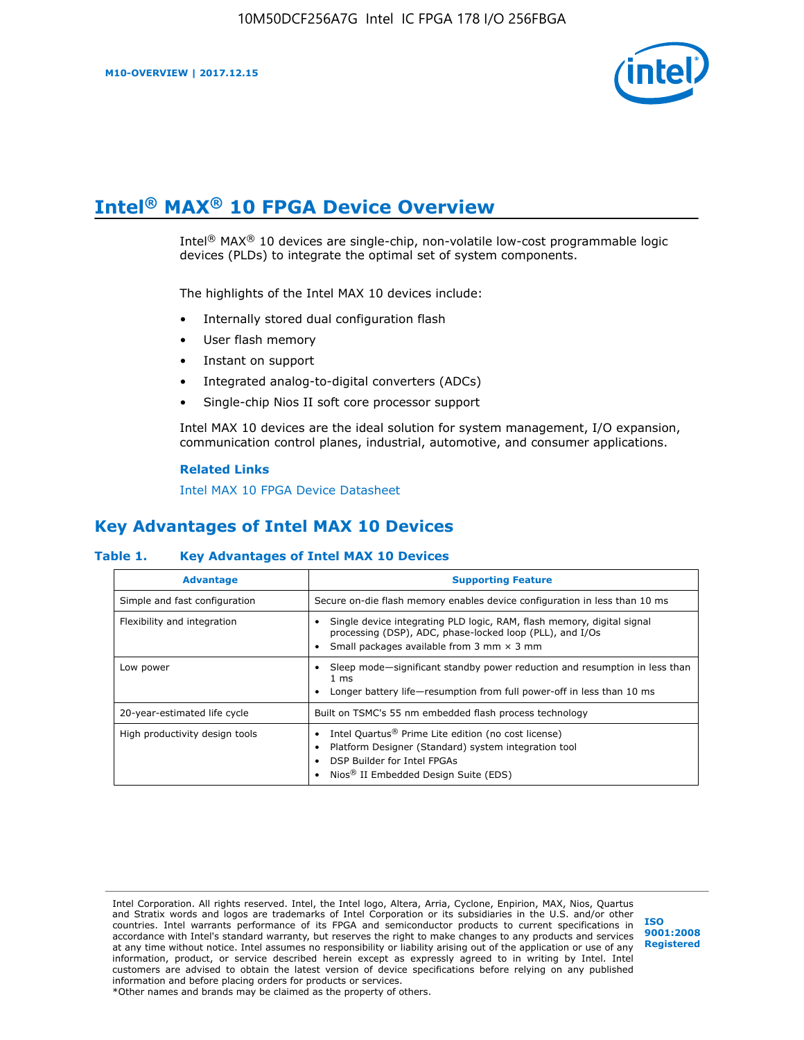# Intel® MAX® 10 FPGA Device Overview

Intel® MAX® 10 devices are single-chip, non-volatile low-cost programmable logic devices (PLDs) to integrate the optimal set of system components.

The highlights of the Intel MAX 10 devices include:

- Internally stored dual configuration flash
- User flash memory
- Instant on support
- Integrated analog-to-digital converters (ADCs)
- Single-chip Nios II soft core processor support

Intel MAX 10 devices are the ideal solution for system management, I/O expansion, communication control planes, industrial, automotive, and consumer applications.

**Related Links**

Intel MAX 10 FPGA Device Datasheet

## Key Advantages of Intel MAX 10 Devices

**Table 1. Key Advantages of Intel MAX 10 Devices**

| Advantage | Supporting Feature |
| --- | --- |
| Simple and fast configuration | Secure on-die flash memory enables device configuration in less than 10 ms |
| Flexibility and integration | • Single device integrating PLD logic, RAM, flash memory, digital signal processing (DSP), ADC, phase-locked loop (PLL), and I/Os<br>• Small packages available from 3 mm × 3 mm |
| Low power | • Sleep mode—significant standby power reduction and resumption in less than 1 ms<br>• Longer battery life—resumption from full power-off in less than 10 ms |
| 20-year-estimated life cycle | Built on TSMC's 55 nm embedded flash process technology |
| High productivity design tools | • Intel Quartus® Prime Lite edition (no cost license)<br>• Platform Designer (Standard) system integration tool<br>• DSP Builder for Intel FPGAs<br>• Nios® II Embedded Design Suite (EDS) |

Intel Corporation. All rights reserved. Intel, the Intel logo, Altera, Arria, Cyclone, Enpirion, MAX, Nios, Quartus and Stratix words and logos are trademarks of Intel Corporation or its subsidiaries in the U.S. and/or other countries. Intel warrants performance of its FPGA and semiconductor products to current specifications in accordance with Intel's standard warranty, but reserves the right to make changes to any products and services at any time without notice. Intel assumes no responsibility or liability arising out of the application or use of any information, product, or service described herein except as expressly agreed to in writing by Intel. Intel customers are advised to obtain the latest version of device specifications before relying on any published information and before placing orders for products or services.
*Other names and brands may be claimed as the property of others.

ISO 9001:2008 Registered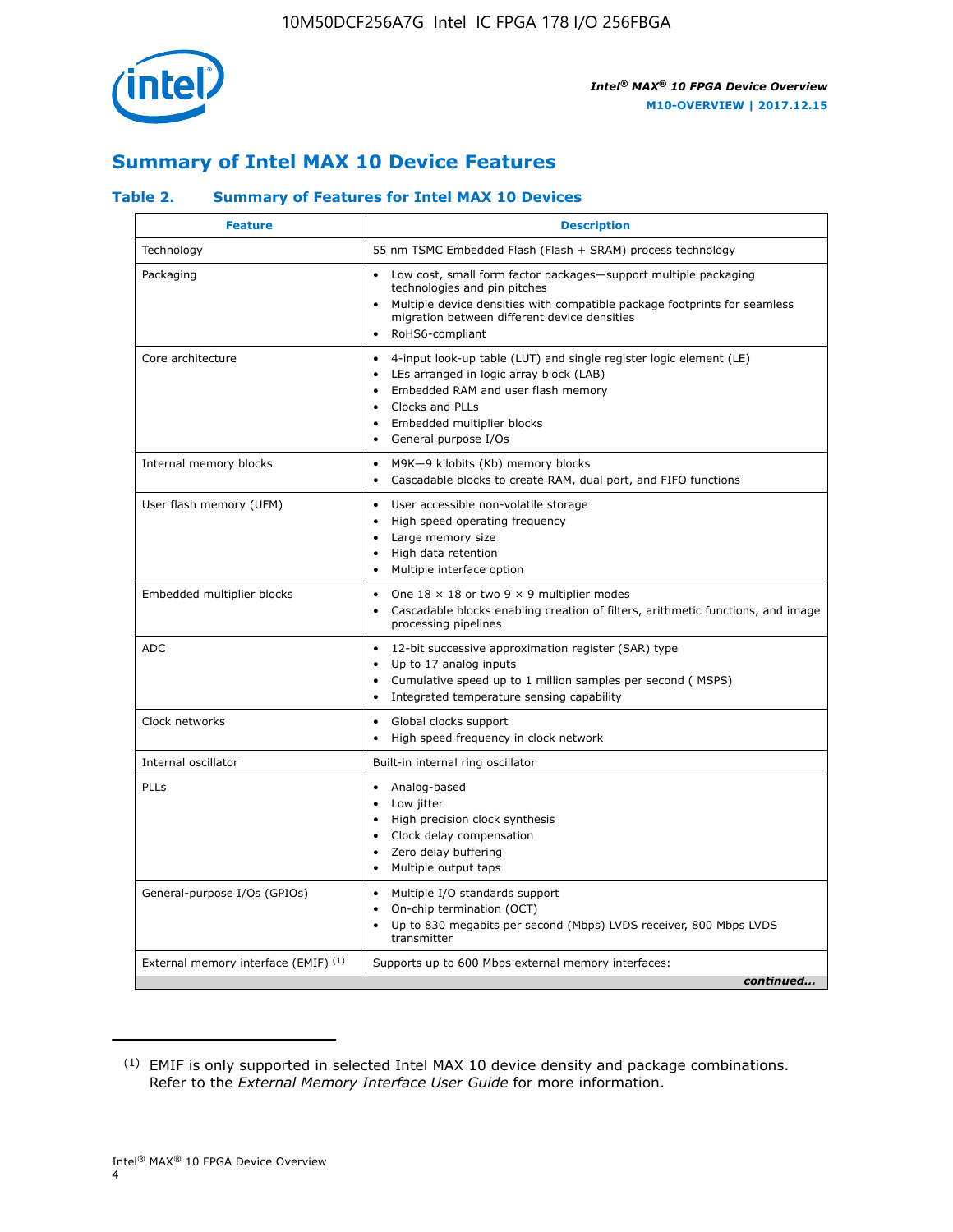# Summary of Intel MAX 10 Device Features

### Table 2. Summary of Features for Intel MAX 10 Devices

| Feature | Description |
| --- | --- |
| Technology | 55 nm TSMC Embedded Flash (Flash + SRAM) process technology |
| Packaging | • Low cost, small form factor packages—support multiple packaging technologies and pin pitches<br>• Multiple device densities with compatible package footprints for seamless migration between different device densities<br>• RoHS6-compliant |
| Core architecture | • 4-input look-up table (LUT) and single register logic element (LE)<br>• LEs arranged in logic array block (LAB)<br>• Embedded RAM and user flash memory<br>• Clocks and PLLs<br>• Embedded multiplier blocks<br>• General purpose I/Os |
| Internal memory blocks | • M9K—9 kilobits (Kb) memory blocks<br>• Cascadable blocks to create RAM, dual port, and FIFO functions |
| User flash memory (UFM) | • User accessible non-volatile storage<br>• High speed operating frequency<br>• Large memory size<br>• High data retention<br>• Multiple interface option |
| Embedded multiplier blocks | • One 18 × 18 or two 9 × 9 multiplier modes<br>• Cascadable blocks enabling creation of filters, arithmetic functions, and image processing pipelines |
| ADC | • 12-bit successive approximation register (SAR) type<br>• Up to 17 analog inputs<br>• Cumulative speed up to 1 million samples per second ( MSPS)<br>• Integrated temperature sensing capability |
| Clock networks | • Global clocks support<br>• High speed frequency in clock network |
| Internal oscillator | Built-in internal ring oscillator |
| PLLs | • Analog-based<br>• Low jitter<br>• High precision clock synthesis<br>• Clock delay compensation<br>• Zero delay buffering<br>• Multiple output taps |
| General-purpose I/Os (GPIOs) | • Multiple I/O standards support<br>• On-chip termination (OCT)<br>• Up to 830 megabits per second (Mbps) LVDS receiver, 800 Mbps LVDS transmitter |
| External memory interface (EMIF) [1] | Supports up to 600 Mbps external memory interfaces: |

*continued...*

[1] EMIF is only supported in selected Intel MAX 10 device density and package combinations. Refer to the *External Memory Interface User Guide* for more information.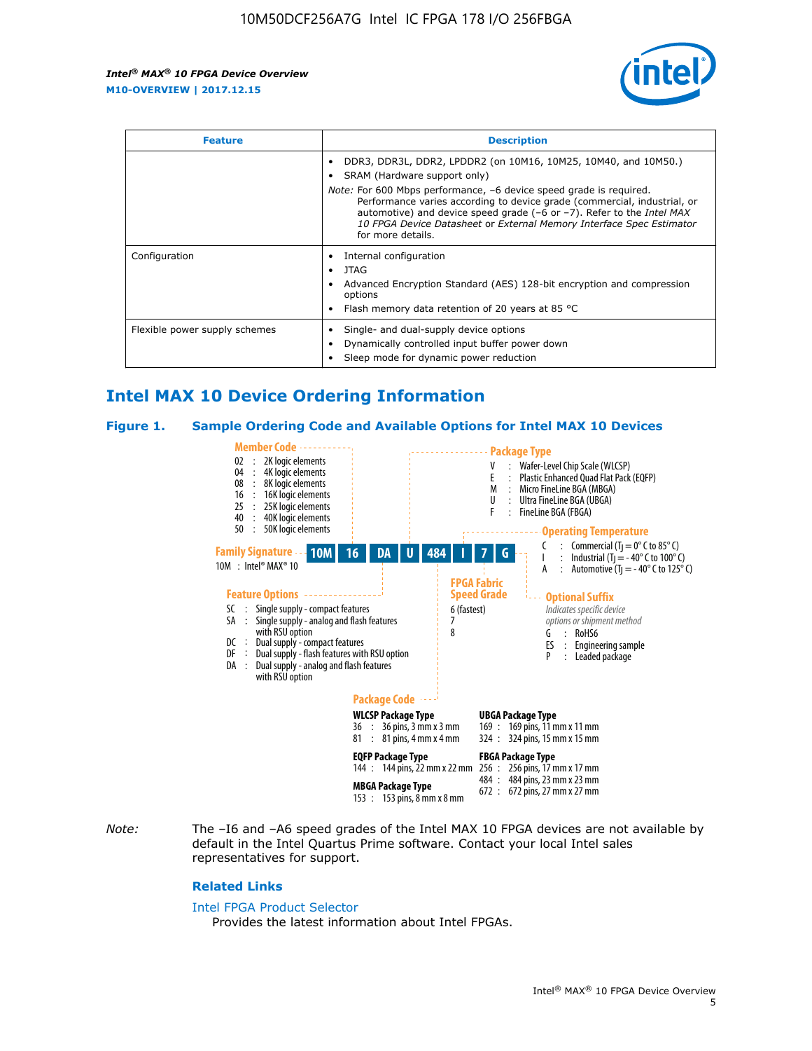| Feature | Description |
| --- | --- |
| | • DDR3, DDR3L, DDR2, LPDDR2 (on 10M16, 10M25, 10M40, and 10M50.)<br>• SRAM (Hardware support only)<br>*Note:* For 600 Mbps performance, −6 device speed grade is required. Performance varies according to device grade (commercial, industrial, or automotive) and device speed grade (−6 or −7). Refer to the *Intel MAX 10 FPGA Device Datasheet* or *External Memory Interface Spec Estimator* for more details. |
| Configuration | • Internal configuration<br>• JTAG<br>• Advanced Encryption Standard (AES) 128-bit encryption and compression options<br>• Flash memory data retention of 20 years at 85 °C |
| Flexible power supply schemes | • Single- and dual-supply device options<br>• Dynamically controlled input buffer power down<br>• Sleep mode for dynamic power reduction |

## Intel MAX 10 Device Ordering Information

### Figure 1. Sample Ordering Code and Available Options for Intel MAX 10 Devices

Sample ordering code: **10M 16 DA U 484 I 7 G**

**Family Signature**
- 10M : Intel® MAX® 10

**Member Code**
- 02 : 2K logic elements
- 04 : 4K logic elements
- 08 : 8K logic elements
- 16 : 16K logic elements
- 25 : 25K logic elements
- 40 : 40K logic elements
- 50 : 50K logic elements

**Feature Options**
- SC : Single supply - compact features
- SA : Single supply - analog and flash features with RSU option
- DC : Dual supply - compact features
- DF : Dual supply - flash features with RSU option
- DA : Dual supply - analog and flash features with RSU option

**Package Type**
- V : Wafer-Level Chip Scale (WLCSP)
- E : Plastic Enhanced Quad Flat Pack (EQFP)
- M : Micro FineLine BGA (MBGA)
- U : Ultra FineLine BGA (UBGA)
- F : FineLine BGA (FBGA)

**Package Code**

WLCSP Package Type
- 36 : 36 pins, 3 mm x 3 mm
- 81 : 81 pins, 4 mm x 4 mm

EQFP Package Type
- 144 : 144 pins, 22 mm x 22 mm

MBGA Package Type
- 153 : 153 pins, 8 mm x 8 mm

UBGA Package Type
- 169 : 169 pins, 11 mm x 11 mm
- 324 : 324 pins, 15 mm x 15 mm

FBGA Package Type
- 256 : 256 pins, 17 mm x 17 mm
- 484 : 484 pins, 23 mm x 23 mm
- 672 : 672 pins, 27 mm x 27 mm

**Operating Temperature**
- C : Commercial ($T_J$ = 0° C to 85° C)
- I : Industrial ($T_J$ = - 40° C to 100° C)
- A : Automotive ($T_J$ = - 40° C to 125° C)

**FPGA Fabric Speed Grade**
- 6 (fastest)
- 7
- 8

**Optional Suffix**

*Indicates specific device options or shipment method*
- G : RoHS6
- ES : Engineering sample
- P : Leaded package

*Note:* The –I6 and –A6 speed grades of the Intel MAX 10 FPGA devices are not available by default in the Intel Quartus Prime software. Contact your local Intel sales representatives for support.

#### Related Links

Intel FPGA Product Selector

Provides the latest information about Intel FPGAs.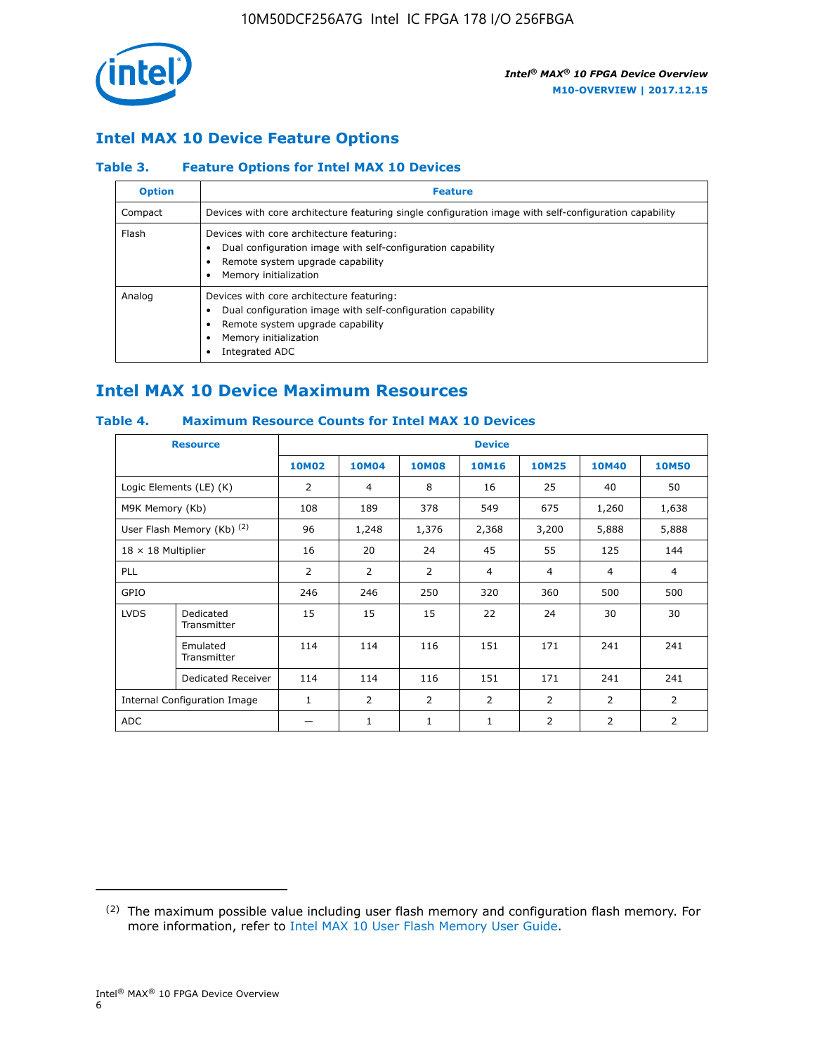## Intel MAX 10 Device Feature Options

### Table 3. Feature Options for Intel MAX 10 Devices

| Option | Feature |
|---|---|
| Compact | Devices with core architecture featuring single configuration image with self-configuration capability |
| Flash | Devices with core architecture featuring:<br>• Dual configuration image with self-configuration capability<br>• Remote system upgrade capability<br>• Memory initialization |
| Analog | Devices with core architecture featuring:<br>• Dual configuration image with self-configuration capability<br>• Remote system upgrade capability<br>• Memory initialization<br>• Integrated ADC |

## Intel MAX 10 Device Maximum Resources

### Table 4. Maximum Resource Counts for Intel MAX 10 Devices

| Resource | | Device | | | | | | |
|---|---|---|---|---|---|---|---|---|
| | | 10M02 | 10M04 | 10M08 | 10M16 | 10M25 | 10M40 | 10M50 |
| Logic Elements (LE) (K) | | 2 | 4 | 8 | 16 | 25 | 40 | 50 |
| M9K Memory (Kb) | | 108 | 189 | 378 | 549 | 675 | 1,260 | 1,638 |
| User Flash Memory (Kb) (2) | | 96 | 1,248 | 1,376 | 2,368 | 3,200 | 5,888 | 5,888 |
| 18 × 18 Multiplier | | 16 | 20 | 24 | 45 | 55 | 125 | 144 |
| PLL | | 2 | 2 | 2 | 4 | 4 | 4 | 4 |
| GPIO | | 246 | 246 | 250 | 320 | 360 | 500 | 500 |
| LVDS | Dedicated Transmitter | 15 | 15 | 15 | 22 | 24 | 30 | 30 |
| | Emulated Transmitter | 114 | 114 | 116 | 151 | 171 | 241 | 241 |
| | Dedicated Receiver | 114 | 114 | 116 | 151 | 171 | 241 | 241 |
| Internal Configuration Image | | 1 | 2 | 2 | 2 | 2 | 2 | 2 |
| ADC | | — | 1 | 1 | 1 | 2 | 2 | 2 |

(2) The maximum possible value including user flash memory and configuration flash memory. For more information, refer to Intel MAX 10 User Flash Memory User Guide.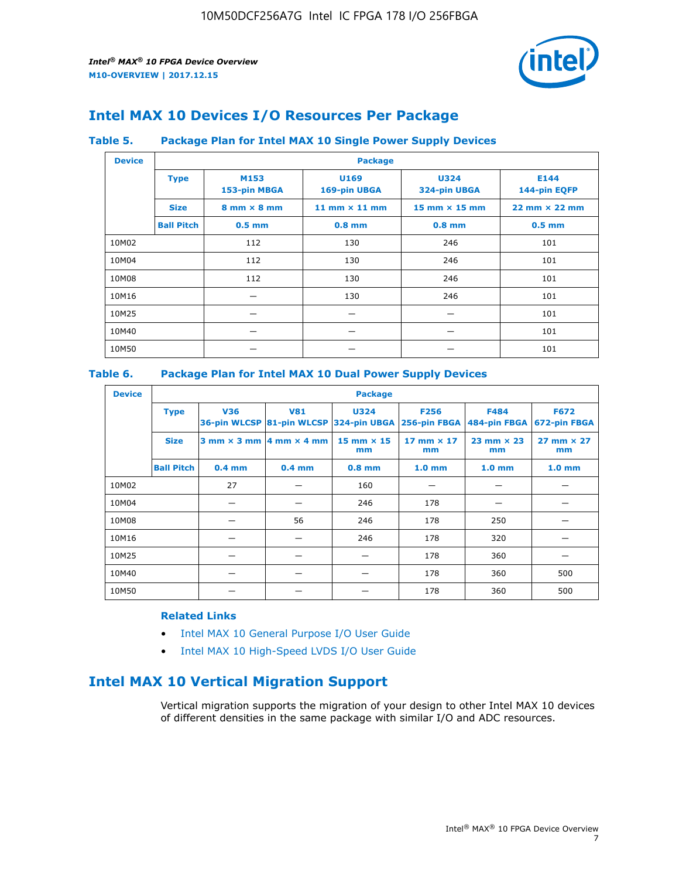## Intel MAX 10 Devices I/O Resources Per Package

#### Table 5. Package Plan for Intel MAX 10 Single Power Supply Devices

| Device | Package | | | | |
|---|---|---|---|---|---|
| | Type | M153 153-pin MBGA | U169 169-pin UBGA | U324 324-pin UBGA | E144 144-pin EQFP |
| | Size | 8 mm × 8 mm | 11 mm × 11 mm | 15 mm × 15 mm | 22 mm × 22 mm |
| | Ball Pitch | 0.5 mm | 0.8 mm | 0.8 mm | 0.5 mm |
| 10M02 | | 112 | 130 | 246 | 101 |
| 10M04 | | 112 | 130 | 246 | 101 |
| 10M08 | | 112 | 130 | 246 | 101 |
| 10M16 | | — | 130 | 246 | 101 |
| 10M25 | | — | — | — | 101 |
| 10M40 | | — | — | — | 101 |
| 10M50 | | — | — | — | 101 |

#### Table 6. Package Plan for Intel MAX 10 Dual Power Supply Devices

| Device | Package | | | | | | |
|---|---|---|---|---|---|---|---|
| | Type | V36 36-pin WLCSP | V81 81-pin WLCSP | U324 324-pin UBGA | F256 256-pin FBGA | F484 484-pin FBGA | F672 672-pin FBGA |
| | Size | 3 mm × 3 mm | 4 mm × 4 mm | 15 mm × 15 mm | 17 mm × 17 mm | 23 mm × 23 mm | 27 mm × 27 mm |
| | Ball Pitch | 0.4 mm | 0.4 mm | 0.8 mm | 1.0 mm | 1.0 mm | 1.0 mm |
| 10M02 | | 27 | — | 160 | — | — | — |
| 10M04 | | — | — | 246 | 178 | — | — |
| 10M08 | | — | 56 | 246 | 178 | 250 | — |
| 10M16 | | — | — | 246 | 178 | 320 | — |
| 10M25 | | — | — | — | 178 | 360 | — |
| 10M40 | | — | — | — | 178 | 360 | 500 |
| 10M50 | | — | — | — | 178 | 360 | 500 |

**Related Links**

- Intel MAX 10 General Purpose I/O User Guide
- Intel MAX 10 High-Speed LVDS I/O User Guide

## Intel MAX 10 Vertical Migration Support

Vertical migration supports the migration of your design to other Intel MAX 10 devices of different densities in the same package with similar I/O and ADC resources.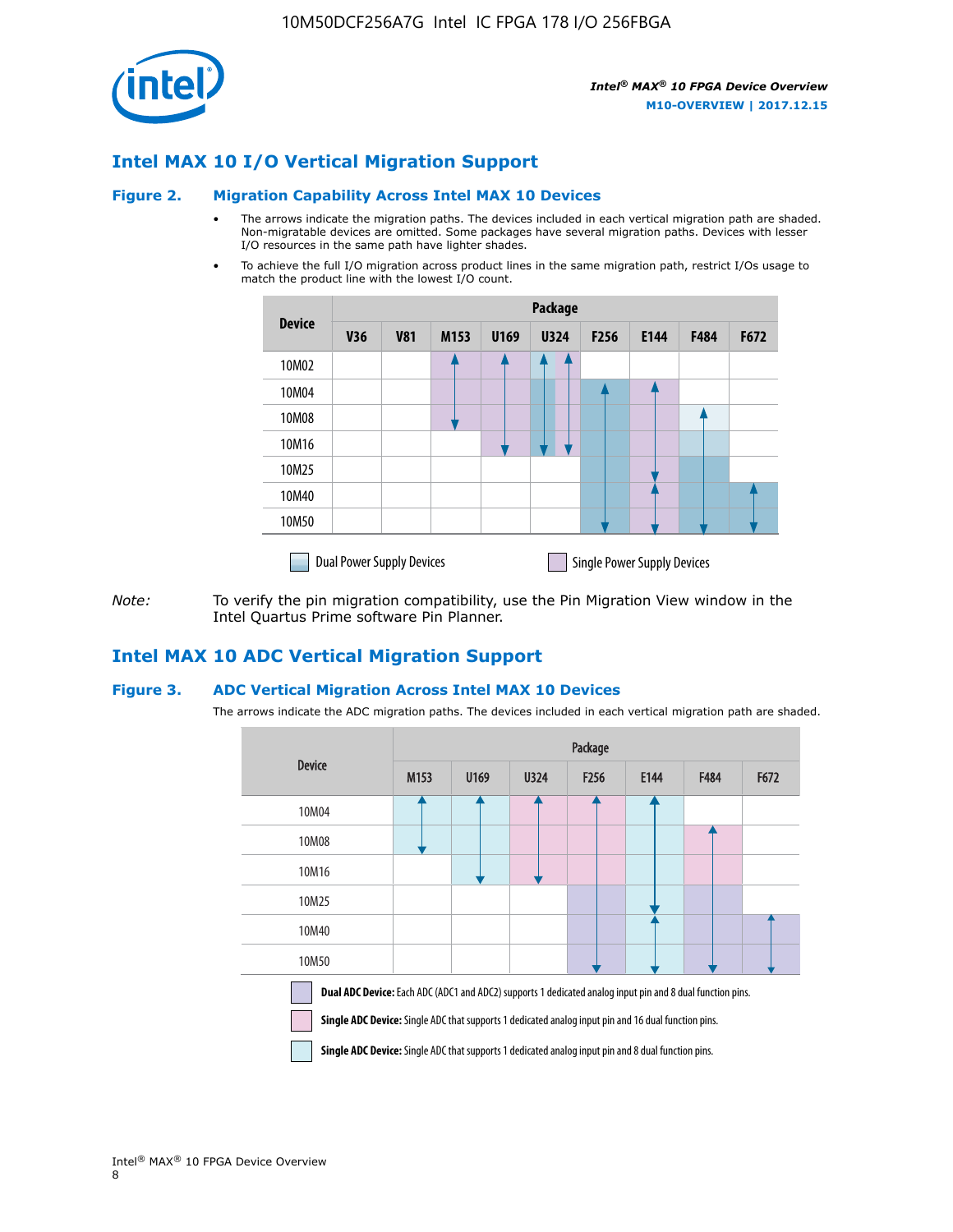## Intel MAX 10 I/O Vertical Migration Support

### Figure 2. Migration Capability Across Intel MAX 10 Devices

- The arrows indicate the migration paths. The devices included in each vertical migration path are shaded. Non-migratable devices are omitted. Some packages have several migration paths. Devices with lesser I/O resources in the same path have lighter shades.
- To achieve the full I/O migration across product lines in the same migration path, restrict I/Os usage to match the product line with the lowest I/O count.

| Device | Package | | | | | | | | |
|---|---|---|---|---|---|---|---|---|---|
| | V36 | V81 | M153 | U169 | U324 | F256 | E144 | F484 | F672 |
| 10M02 | | | | | | | | | |
| 10M04 | | | | | | | | | |
| 10M08 | | | | | | | | | |
| 10M16 | | | | | | | | | |
| 10M25 | | | | | | | | | |
| 10M40 | | | | | | | | | |
| 10M50 | | | | | | | | | |

Dual Power Supply Devices | Single Power Supply Devices

*Note:* To verify the pin migration compatibility, use the Pin Migration View window in the Intel Quartus Prime software Pin Planner.

## Intel MAX 10 ADC Vertical Migration Support

### Figure 3. ADC Vertical Migration Across Intel MAX 10 Devices

The arrows indicate the ADC migration paths. The devices included in each vertical migration path are shaded.

| Device | Package | | | | | | |
|---|---|---|---|---|---|---|---|
| | M153 | U169 | U324 | F256 | E144 | F484 | F672 |
| 10M04 | | | | | | | |
| 10M08 | | | | | | | |
| 10M16 | | | | | | | |
| 10M25 | | | | | | | |
| 10M40 | | | | | | | |
| 10M50 | | | | | | | |

**Dual ADC Device:** Each ADC (ADC1 and ADC2) supports 1 dedicated analog input pin and 8 dual function pins.

**Single ADC Device:** Single ADC that supports 1 dedicated analog input pin and 16 dual function pins.

**Single ADC Device:** Single ADC that supports 1 dedicated analog input pin and 8 dual function pins.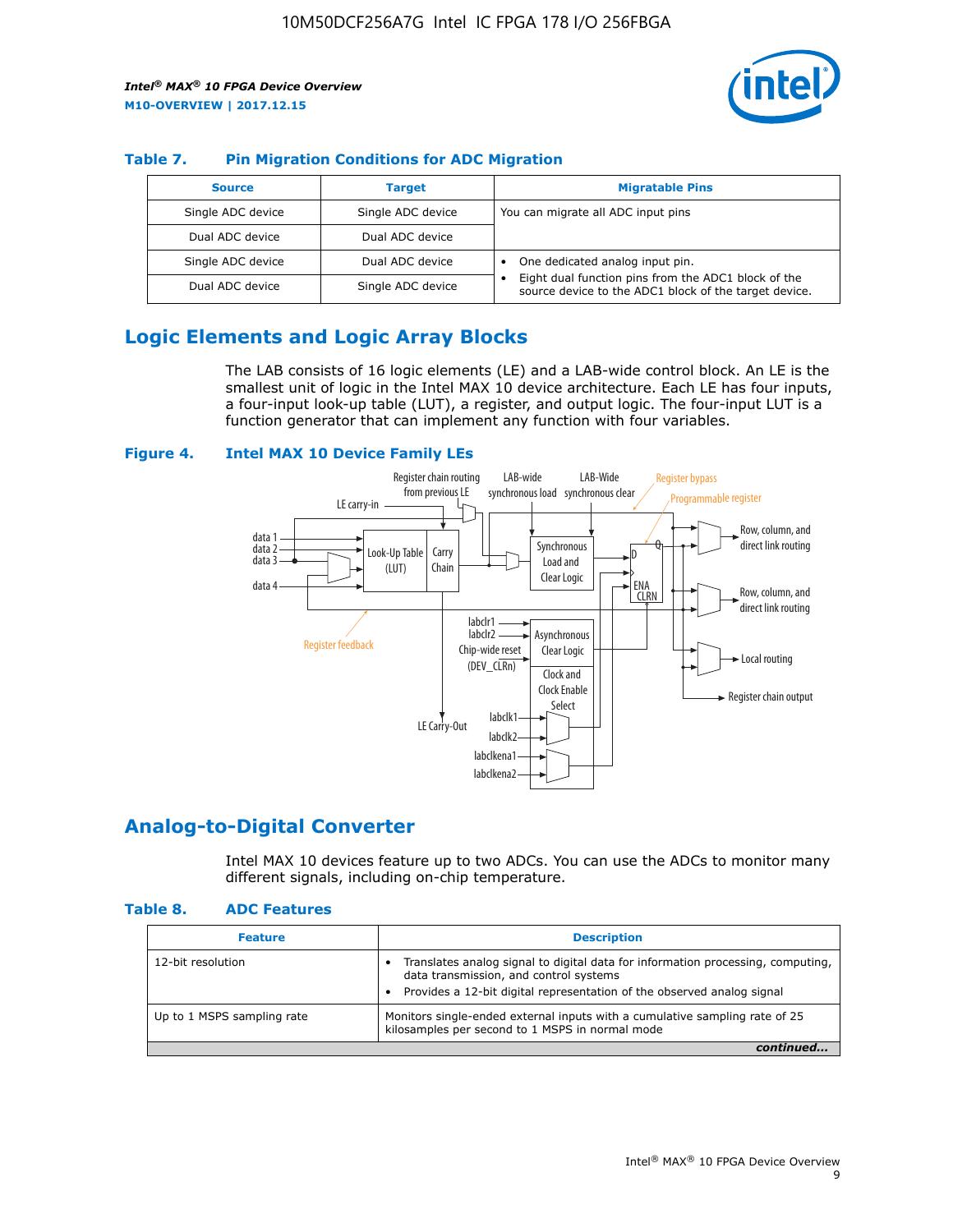### Table 7. Pin Migration Conditions for ADC Migration

| Source | Target | Migratable Pins |
|---|---|---|
| Single ADC device | Single ADC device | You can migrate all ADC input pins |
| Dual ADC device | Dual ADC device | |
| Single ADC device | Dual ADC device | • One dedicated analog input pin.<br>• Eight dual function pins from the ADC1 block of the source device to the ADC1 block of the target device. |
| Dual ADC device | Single ADC device | |

## Logic Elements and Logic Array Blocks

The LAB consists of 16 logic elements (LE) and a LAB-wide control block. An LE is the smallest unit of logic in the Intel MAX 10 device architecture. Each LE has four inputs, a four-input look-up table (LUT), a register, and output logic. The four-input LUT is a function generator that can implement any function with four variables.

### Figure 4. Intel MAX 10 Device Family LEs

## Analog-to-Digital Converter

Intel MAX 10 devices feature up to two ADCs. You can use the ADCs to monitor many different signals, including on-chip temperature.

### Table 8. ADC Features

| Feature | Description |
|---|---|
| 12-bit resolution | • Translates analog signal to digital data for information processing, computing, data transmission, and control systems<br>• Provides a 12-bit digital representation of the observed analog signal |
| Up to 1 MSPS sampling rate | Monitors single-ended external inputs with a cumulative sampling rate of 25 kilosamples per second to 1 MSPS in normal mode |

*continued...*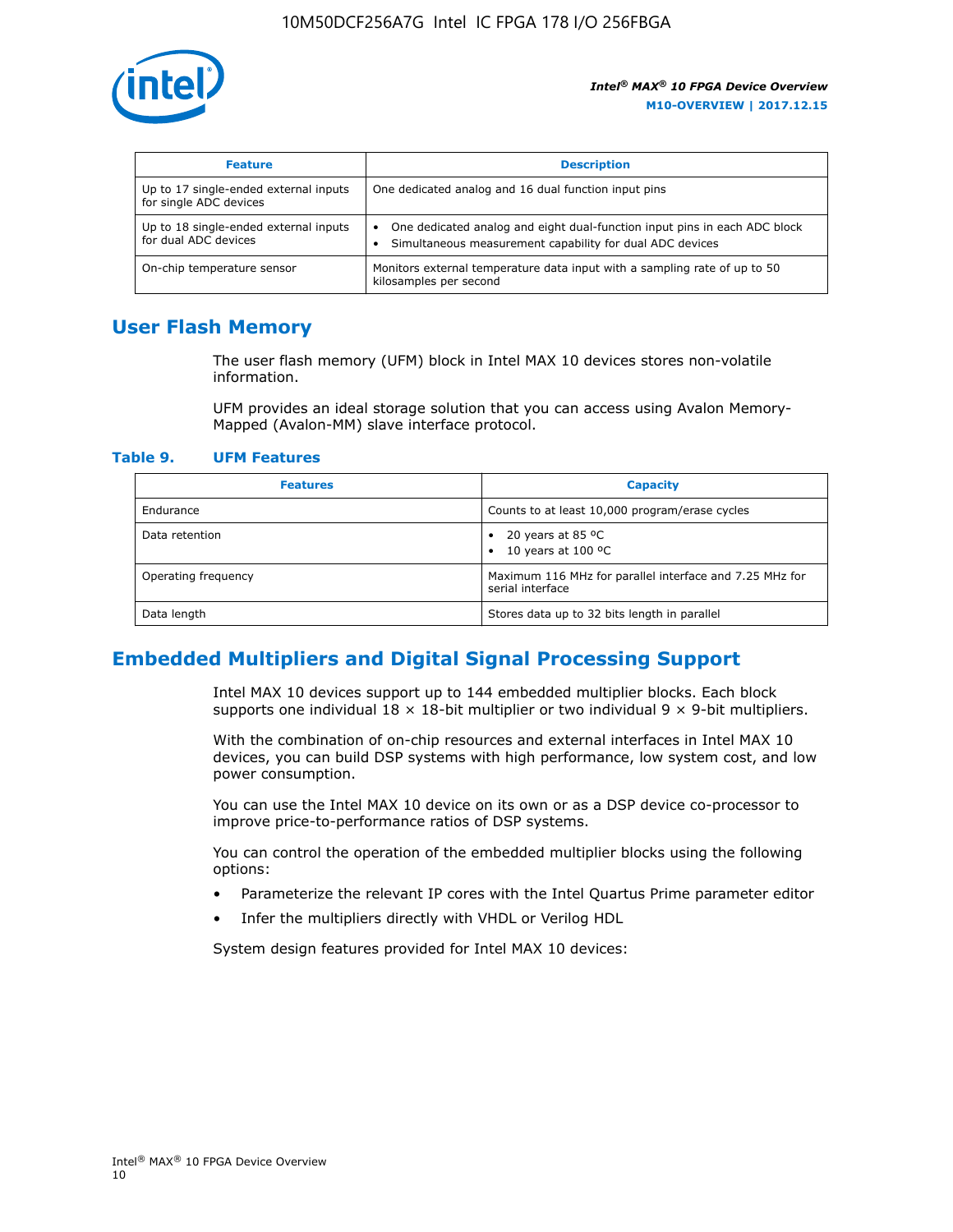| Feature | Description |
| --- | --- |
| Up to 17 single-ended external inputs for single ADC devices | One dedicated analog and 16 dual function input pins |
| Up to 18 single-ended external inputs for dual ADC devices | • One dedicated analog and eight dual-function input pins in each ADC block<br>• Simultaneous measurement capability for dual ADC devices |
| On-chip temperature sensor | Monitors external temperature data input with a sampling rate of up to 50 kilosamples per second |

## User Flash Memory

The user flash memory (UFM) block in Intel MAX 10 devices stores non-volatile information.

UFM provides an ideal storage solution that you can access using Avalon Memory-Mapped (Avalon-MM) slave interface protocol.

### Table 9. UFM Features

| Features | Capacity |
| --- | --- |
| Endurance | Counts to at least 10,000 program/erase cycles |
| Data retention | • 20 years at 85 ºC<br>• 10 years at 100 ºC |
| Operating frequency | Maximum 116 MHz for parallel interface and 7.25 MHz for serial interface |
| Data length | Stores data up to 32 bits length in parallel |

## Embedded Multipliers and Digital Signal Processing Support

Intel MAX 10 devices support up to 144 embedded multiplier blocks. Each block supports one individual 18 × 18-bit multiplier or two individual 9 × 9-bit multipliers.

With the combination of on-chip resources and external interfaces in Intel MAX 10 devices, you can build DSP systems with high performance, low system cost, and low power consumption.

You can use the Intel MAX 10 device on its own or as a DSP device co-processor to improve price-to-performance ratios of DSP systems.

You can control the operation of the embedded multiplier blocks using the following options:

- Parameterize the relevant IP cores with the Intel Quartus Prime parameter editor
- Infer the multipliers directly with VHDL or Verilog HDL

System design features provided for Intel MAX 10 devices: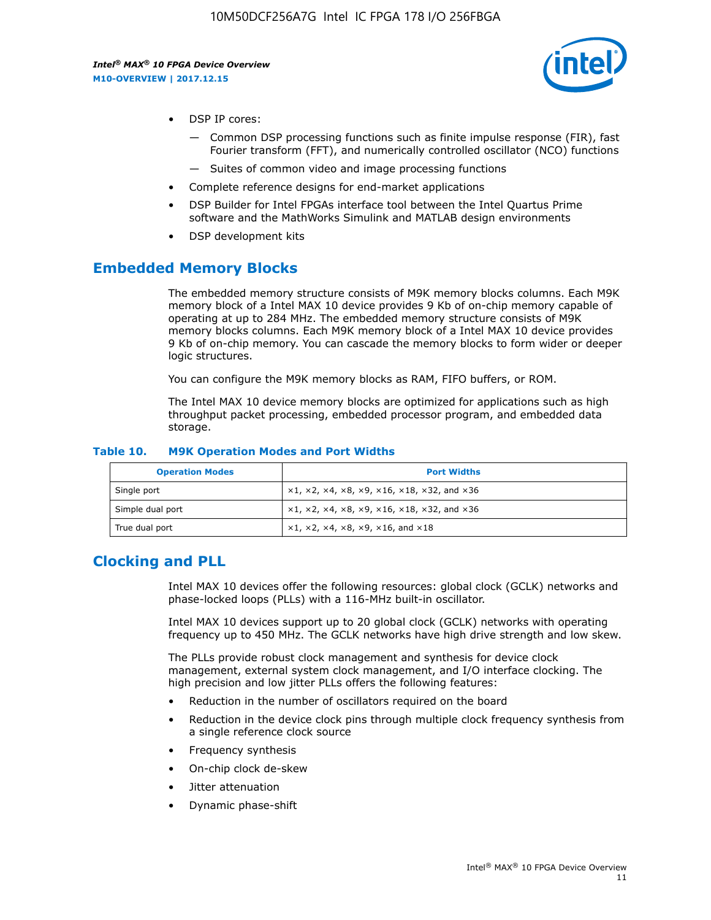- DSP IP cores:
  - Common DSP processing functions such as finite impulse response (FIR), fast Fourier transform (FFT), and numerically controlled oscillator (NCO) functions
  - Suites of common video and image processing functions
- Complete reference designs for end-market applications
- DSP Builder for Intel FPGAs interface tool between the Intel Quartus Prime software and the MathWorks Simulink and MATLAB design environments
- DSP development kits

## Embedded Memory Blocks

The embedded memory structure consists of M9K memory blocks columns. Each M9K memory block of a Intel MAX 10 device provides 9 Kb of on-chip memory capable of operating at up to 284 MHz. The embedded memory structure consists of M9K memory blocks columns. Each M9K memory block of a Intel MAX 10 device provides 9 Kb of on-chip memory. You can cascade the memory blocks to form wider or deeper logic structures.

You can configure the M9K memory blocks as RAM, FIFO buffers, or ROM.

The Intel MAX 10 device memory blocks are optimized for applications such as high throughput packet processing, embedded processor program, and embedded data storage.

**Table 10. M9K Operation Modes and Port Widths**

| Operation Modes | Port Widths |
| --- | --- |
| Single port | ×1, ×2, ×4, ×8, ×9, ×16, ×18, ×32, and ×36 |
| Simple dual port | ×1, ×2, ×4, ×8, ×9, ×16, ×18, ×32, and ×36 |
| True dual port | ×1, ×2, ×4, ×8, ×9, ×16, and ×18 |

## Clocking and PLL

Intel MAX 10 devices offer the following resources: global clock (GCLK) networks and phase-locked loops (PLLs) with a 116-MHz built-in oscillator.

Intel MAX 10 devices support up to 20 global clock (GCLK) networks with operating frequency up to 450 MHz. The GCLK networks have high drive strength and low skew.

The PLLs provide robust clock management and synthesis for device clock management, external system clock management, and I/O interface clocking. The high precision and low jitter PLLs offers the following features:

- Reduction in the number of oscillators required on the board
- Reduction in the device clock pins through multiple clock frequency synthesis from a single reference clock source
- Frequency synthesis
- On-chip clock de-skew
- Jitter attenuation
- Dynamic phase-shift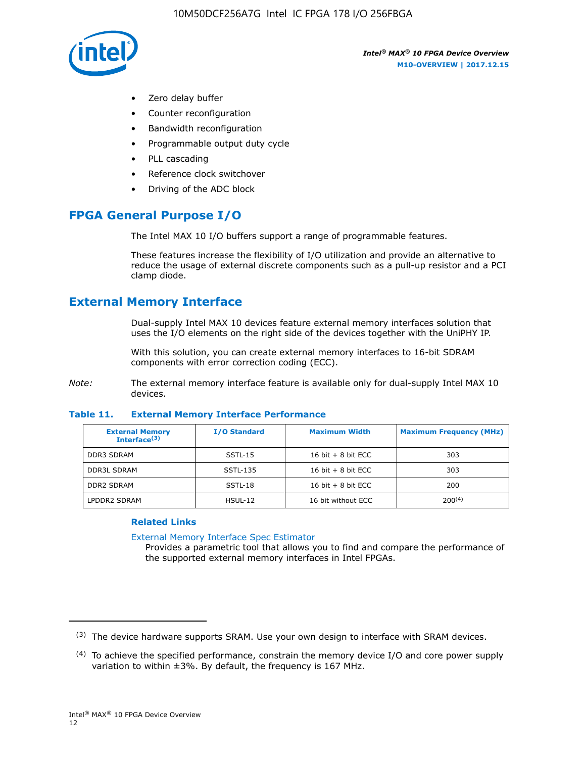- Zero delay buffer
- Counter reconfiguration
- Bandwidth reconfiguration
- Programmable output duty cycle
- PLL cascading
- Reference clock switchover
- Driving of the ADC block

## FPGA General Purpose I/O

The Intel MAX 10 I/O buffers support a range of programmable features.

These features increase the flexibility of I/O utilization and provide an alternative to reduce the usage of external discrete components such as a pull-up resistor and a PCI clamp diode.

## External Memory Interface

Dual-supply Intel MAX 10 devices feature external memory interfaces solution that uses the I/O elements on the right side of the devices together with the UniPHY IP.

With this solution, you can create external memory interfaces to 16-bit SDRAM components with error correction coding (ECC).

*Note:* The external memory interface feature is available only for dual-supply Intel MAX 10 devices.

**Table 11. External Memory Interface Performance**

| External Memory Interface[3] | I/O Standard | Maximum Width | Maximum Frequency (MHz) |
|---|---|---|---|
| DDR3 SDRAM | SSTL-15 | 16 bit + 8 bit ECC | 303 |
| DDR3L SDRAM | SSTL-135 | 16 bit + 8 bit ECC | 303 |
| DDR2 SDRAM | SSTL-18 | 16 bit + 8 bit ECC | 200 |
| LPDDR2 SDRAM | HSUL-12 | 16 bit without ECC | 200[4] |

### Related Links

External Memory Interface Spec Estimator
Provides a parametric tool that allows you to find and compare the performance of the supported external memory interfaces in Intel FPGAs.

---

[3] The device hardware supports SRAM. Use your own design to interface with SRAM devices.

[4] To achieve the specified performance, constrain the memory device I/O and core power supply variation to within ±3%. By default, the frequency is 167 MHz.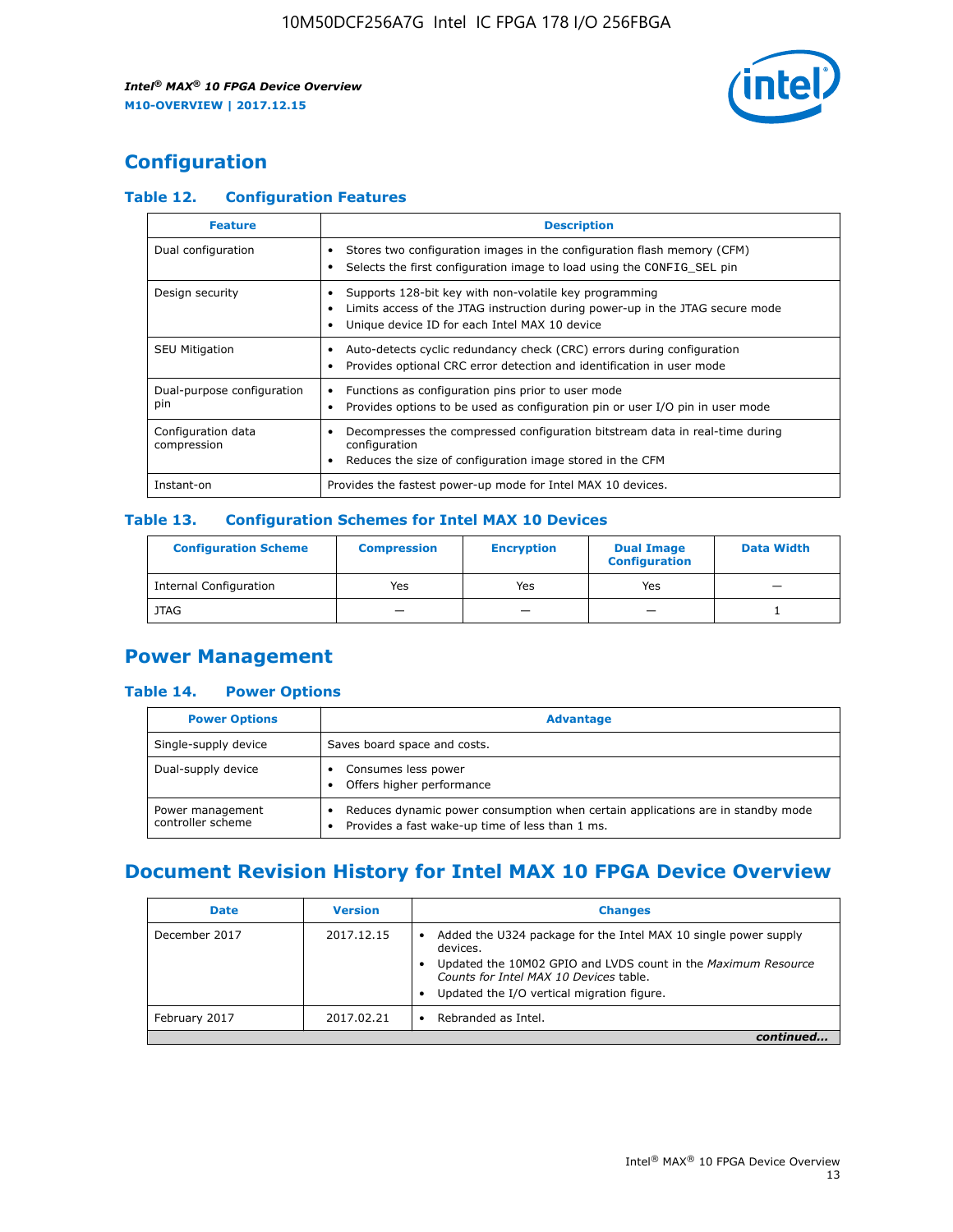## Configuration

### Table 12. Configuration Features

| Feature | Description |
|---|---|
| Dual configuration | • Stores two configuration images in the configuration flash memory (CFM)<br>• Selects the first configuration image to load using the CONFIG_SEL pin |
| Design security | • Supports 128-bit key with non-volatile key programming<br>• Limits access of the JTAG instruction during power-up in the JTAG secure mode<br>• Unique device ID for each Intel MAX 10 device |
| SEU Mitigation | • Auto-detects cyclic redundancy check (CRC) errors during configuration<br>• Provides optional CRC error detection and identification in user mode |
| Dual-purpose configuration pin | • Functions as configuration pins prior to user mode<br>• Provides options to be used as configuration pin or user I/O pin in user mode |
| Configuration data compression | • Decompresses the compressed configuration bitstream data in real-time during configuration<br>• Reduces the size of configuration image stored in the CFM |
| Instant-on | Provides the fastest power-up mode for Intel MAX 10 devices. |

### Table 13. Configuration Schemes for Intel MAX 10 Devices

| Configuration Scheme | Compression | Encryption | Dual Image Configuration | Data Width |
|---|---|---|---|---|
| Internal Configuration | Yes | Yes | Yes | — |
| JTAG | — | — | — | 1 |

## Power Management

### Table 14. Power Options

| Power Options | Advantage |
|---|---|
| Single-supply device | Saves board space and costs. |
| Dual-supply device | • Consumes less power<br>• Offers higher performance |
| Power management controller scheme | • Reduces dynamic power consumption when certain applications are in standby mode<br>• Provides a fast wake-up time of less than 1 ms. |

## Document Revision History for Intel MAX 10 FPGA Device Overview

| Date | Version | Changes |
|---|---|---|
| December 2017 | 2017.12.15 | • Added the U324 package for the Intel MAX 10 single power supply devices.<br>• Updated the 10M02 GPIO and LVDS count in the *Maximum Resource Counts for Intel MAX 10 Devices* table.<br>• Updated the I/O vertical migration figure. |
| February 2017 | 2017.02.21 | • Rebranded as Intel. |

*continued...*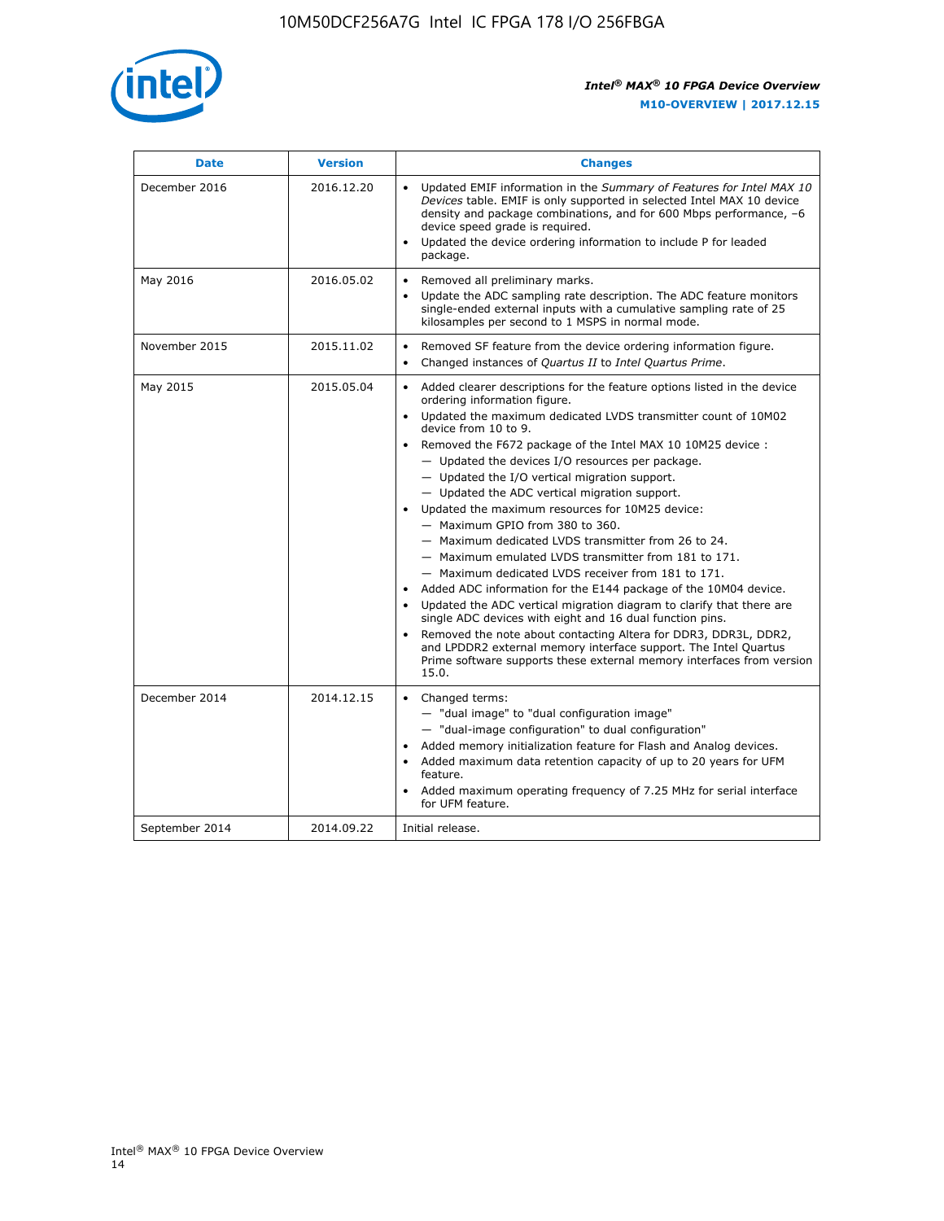| Date | Version | Changes |
| --- | --- | --- |
| December 2016 | 2016.12.20 | • Updated EMIF information in the *Summary of Features for Intel MAX 10 Devices* table. EMIF is only supported in selected Intel MAX 10 device density and package combinations, and for 600 Mbps performance, –6 device speed grade is required.<br>• Updated the device ordering information to include P for leaded package. |
| May 2016 | 2016.05.02 | • Removed all preliminary marks.<br>• Update the ADC sampling rate description. The ADC feature monitors single-ended external inputs with a cumulative sampling rate of 25 kilosamples per second to 1 MSPS in normal mode. |
| November 2015 | 2015.11.02 | • Removed SF feature from the device ordering information figure.<br>• Changed instances of *Quartus II* to *Intel Quartus Prime*. |
| May 2015 | 2015.05.04 | • Added clearer descriptions for the feature options listed in the device ordering information figure.<br>• Updated the maximum dedicated LVDS transmitter count of 10M02 device from 10 to 9.<br>• Removed the F672 package of the Intel MAX 10 10M25 device :<br>— Updated the devices I/O resources per package.<br>— Updated the I/O vertical migration support.<br>— Updated the ADC vertical migration support.<br>• Updated the maximum resources for 10M25 device:<br>— Maximum GPIO from 380 to 360.<br>— Maximum dedicated LVDS transmitter from 26 to 24.<br>— Maximum emulated LVDS transmitter from 181 to 171.<br>— Maximum dedicated LVDS receiver from 181 to 171.<br>• Added ADC information for the E144 package of the 10M04 device.<br>• Updated the ADC vertical migration diagram to clarify that there are single ADC devices with eight and 16 dual function pins.<br>• Removed the note about contacting Altera for DDR3, DDR3L, DDR2, and LPDDR2 external memory interface support. The Intel Quartus Prime software supports these external memory interfaces from version 15.0. |
| December 2014 | 2014.12.15 | • Changed terms:<br>— "dual image" to "dual configuration image"<br>— "dual-image configuration" to dual configuration"<br>• Added memory initialization feature for Flash and Analog devices.<br>• Added maximum data retention capacity of up to 20 years for UFM feature.<br>• Added maximum operating frequency of 7.25 MHz for serial interface for UFM feature. |
| September 2014 | 2014.09.22 | Initial release. |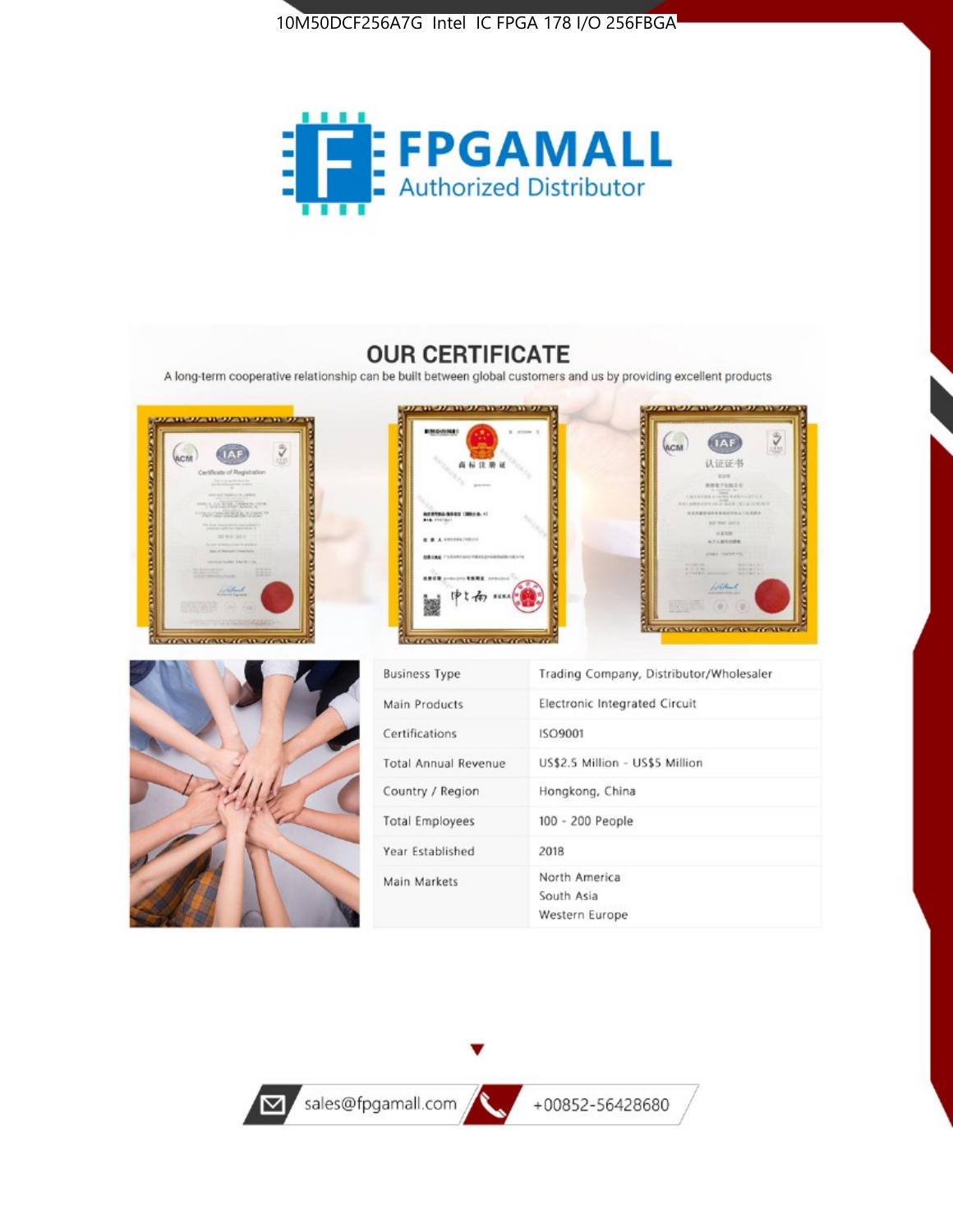FPGAMALL
Authorized Distributor

## OUR CERTIFICATE

A long-term cooperative relationship can be built between global customers and us by providing excellent products

| | |
|---|---|
| Business Type | Trading Company, Distributor/Wholesaler |
| Main Products | Electronic Integrated Circuit |
| Certifications | ISO9001 |
| Total Annual Revenue | US$2.5 Million - US$5 Million |
| Country / Region | Hongkong, China |
| Total Employees | 100 - 200 People |
| Year Established | 2018 |
| Main Markets | North America<br>South Asia<br>Western Europe |

sales@fpgamall.com

+00852-56428680